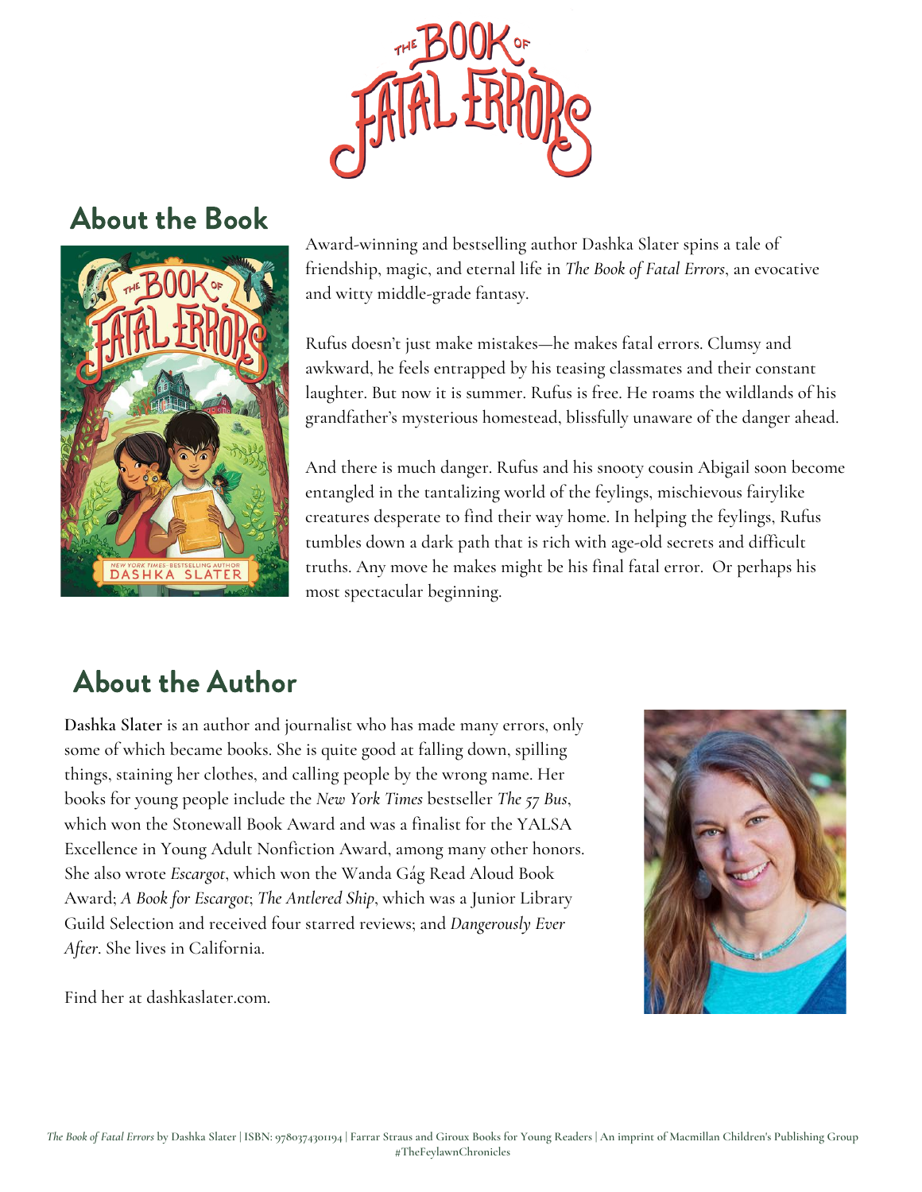# The Book of Fatal Errors

## About the Book

Award-winning and bestselling author Dashka Slater spins a tale of friendship, magic, and eternal life in *The Book of Fatal Errors*, an evocative and witty middle-grade fantasy.

Rufus doesn't just make mistakes—he makes fatal errors. Clumsy and awkward, he feels entrapped by his teasing classmates and their constant laughter. But now it is summer. Rufus is free. He roams the wildlands of his grandfather's mysterious homestead, blissfully unaware of the danger ahead.

And there is much danger. Rufus and his snooty cousin Abigail soon become entangled in the tantalizing world of the feylings, mischievous fairylike creatures desperate to find their way home. In helping the feylings, Rufus tumbles down a dark path that is rich with age-old secrets and difficult truths. Any move he makes might be his final fatal error. Or perhaps his most spectacular beginning.

## About the Author

**Dashka Slater** is an author and journalist who has made many errors, only some of which became books. She is quite good at falling down, spilling things, staining her clothes, and calling people by the wrong name. Her books for young people include the *New York Times* bestseller *The 57 Bus*, which won the Stonewall Book Award and was a finalist for the YALSA Excellence in Young Adult Nonfiction Award, among many other honors. She also wrote *Escargot*, which won the Wanda Gág Read Aloud Book Award; *A Book for Escargot*; *The Antlered Ship*, which was a Junior Library Guild Selection and received four starred reviews; and *Dangerously Ever After*. She lives in California.

Find her at dashkaslater.com.

*The Book of Fatal Errors* by Dashka Slater | ISBN: 9780374301194 | Farrar Straus and Giroux Books for Young Readers | An imprint of Macmillan Children's Publishing Group
#TheFeylawnChronicles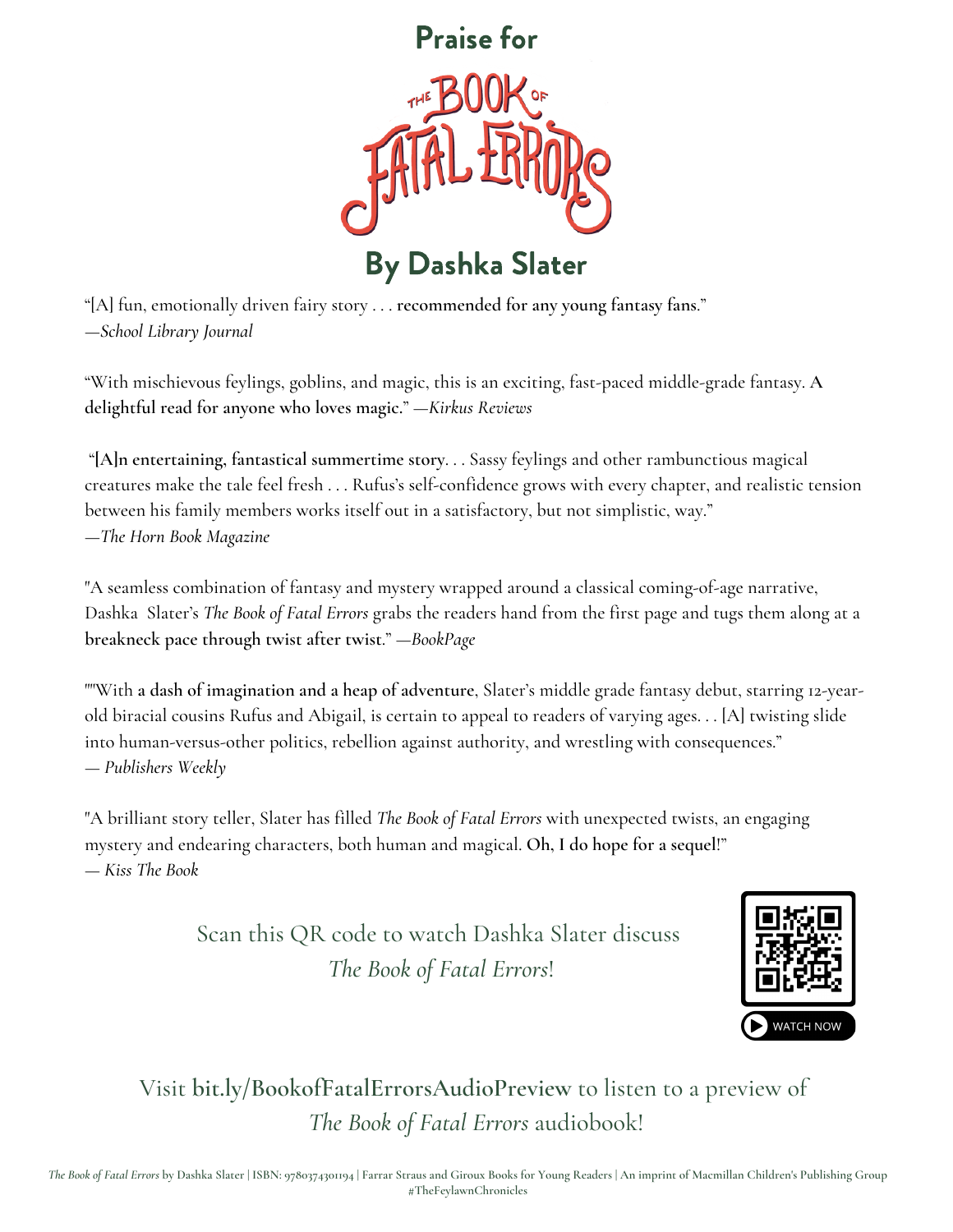# Praise for

# THE BOOK OF FATAL ERRORS

## By Dashka Slater

"[A] fun, emotionally driven fairy story . . . **recommended for any young fantasy fans**."
—*School Library Journal*

"With mischievous feylings, goblins, and magic, this is an exciting, fast-paced middle-grade fantasy. **A delightful read for anyone who loves magic.**" —*Kirkus Reviews*

"**[A]n entertaining, fantastical summertime story**. . . Sassy feylings and other rambunctious magical creatures make the tale feel fresh . . . Rufus's self-confidence grows with every chapter, and realistic tension between his family members works itself out in a satisfactory, but not simplistic, way."
—*The Horn Book Magazine*

"A seamless combination of fantasy and mystery wrapped around a classical coming-of-age narrative, Dashka Slater's *The Book of Fatal Errors* grabs the readers hand from the first page and tugs them along at a **breakneck pace through twist after twist**." —*BookPage*

""With **a dash of imagination and a heap of adventure**, Slater's middle grade fantasy debut, starring 12-year-old biracial cousins Rufus and Abigail, is certain to appeal to readers of varying ages. . . [A] twisting slide into human-versus-other politics, rebellion against authority, and wrestling with consequences."
— *Publishers Weekly*

"A brilliant story teller, Slater has filled *The Book of Fatal Errors* with unexpected twists, an engaging mystery and endearing characters, both human and magical. **Oh, I do hope for a sequel**!"
— *Kiss The Book*

Scan this QR code to watch Dashka Slater discuss *The Book of Fatal Errors*!

WATCH NOW

Visit **bit.ly/BookofFatalErrorsAudioPreview** to listen to a preview of *The Book of Fatal Errors* audiobook!

*The Book of Fatal Errors* by Dashka Slater | ISBN: 9780374301194 | Farrar Straus and Giroux Books for Young Readers | An imprint of Macmillan Children's Publishing Group #TheFeylawnChronicles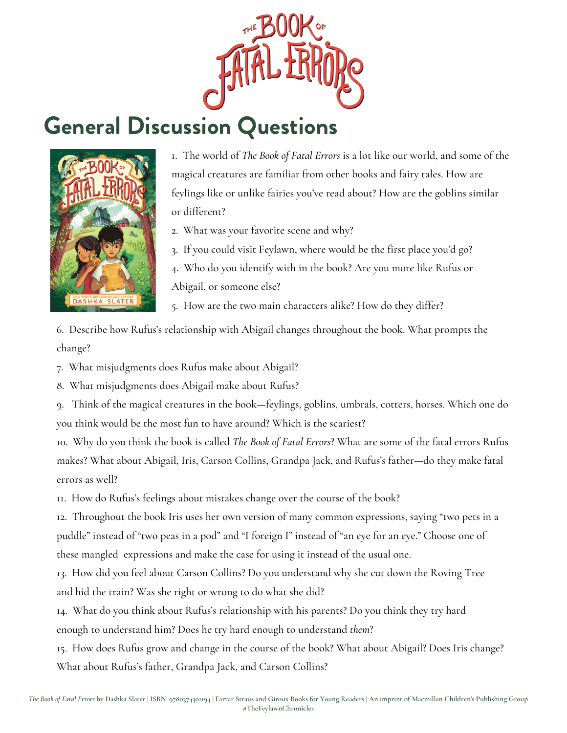# The Book of Fatal Errors

## General Discussion Questions

1. The world of *The Book of Fatal Errors* is a lot like our world, and some of the magical creatures are familiar from other books and fairy tales. How are feylings like or unlike fairies you've read about? How are the goblins similar or different?
2. What was your favorite scene and why?
3. If you could visit Feylawn, where would be the first place you'd go?
4. Who do you identify with in the book? Are you more like Rufus or Abigail, or someone else?
5. How are the two main characters alike? How do they differ?
6. Describe how Rufus's relationship with Abigail changes throughout the book. What prompts the change?
7. What misjudgments does Rufus make about Abigail?
8. What misjudgments does Abigail make about Rufus?
9. Think of the magical creatures in the book—feylings, goblins, umbrals, cotters, horses. Which one do you think would be the most fun to have around? Which is the scariest?
10. Why do you think the book is called *The Book of Fatal Errors*? What are some of the fatal errors Rufus makes? What about Abigail, Iris, Carson Collins, Grandpa Jack, and Rufus's father—do they make fatal errors as well?
11. How do Rufus's feelings about mistakes change over the course of the book?
12. Throughout the book Iris uses her own version of many common expressions, saying "two pets in a puddle" instead of "two peas in a pod" and "I foreign I" instead of "an eye for an eye." Choose one of these mangled expressions and make the case for using it instead of the usual one.
13. How did you feel about Carson Collins? Do you understand why she cut down the Roving Tree and hid the train? Was she right or wrong to do what she did?
14. What do you think about Rufus's relationship with his parents? Do you think they try hard enough to understand him? Does he try hard enough to understand *them*?
15. How does Rufus grow and change in the course of the book? What about Abigail? Does Iris change? What about Rufus's father, Grandpa Jack, and Carson Collins?

*The Book of Fatal Errors* by Dashka Slater | ISBN: 9780374301194 | Farrar Straus and Giroux Books for Young Readers | An imprint of Macmillan Children's Publishing Group
#TheFeylawnChronicles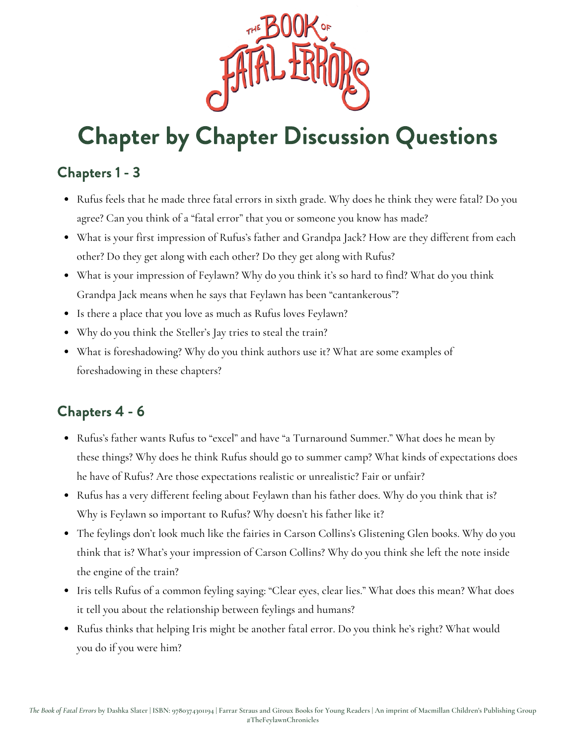# Chapter by Chapter Discussion Questions

## Chapters 1 - 3

- Rufus feels that he made three fatal errors in sixth grade. Why does he think they were fatal? Do you agree? Can you think of a "fatal error" that you or someone you know has made?
- What is your first impression of Rufus's father and Grandpa Jack? How are they different from each other? Do they get along with each other? Do they get along with Rufus?
- What is your impression of Feylawn? Why do you think it's so hard to find? What do you think Grandpa Jack means when he says that Feylawn has been "cantankerous"?
- Is there a place that you love as much as Rufus loves Feylawn?
- Why do you think the Steller's Jay tries to steal the train?
- What is foreshadowing? Why do you think authors use it? What are some examples of foreshadowing in these chapters?

## Chapters 4 - 6

- Rufus's father wants Rufus to "excel" and have "a Turnaround Summer." What does he mean by these things? Why does he think Rufus should go to summer camp? What kinds of expectations does he have of Rufus? Are those expectations realistic or unrealistic? Fair or unfair?
- Rufus has a very different feeling about Feylawn than his father does. Why do you think that is? Why is Feylawn so important to Rufus? Why doesn't his father like it?
- The feylings don't look much like the fairies in Carson Collins's Glistening Glen books. Why do you think that is? What's your impression of Carson Collins? Why do you think she left the note inside the engine of the train?
- Iris tells Rufus of a common feyling saying: "Clear eyes, clear lies." What does this mean? What does it tell you about the relationship between feylings and humans?
- Rufus thinks that helping Iris might be another fatal error. Do you think he's right? What would you do if you were him?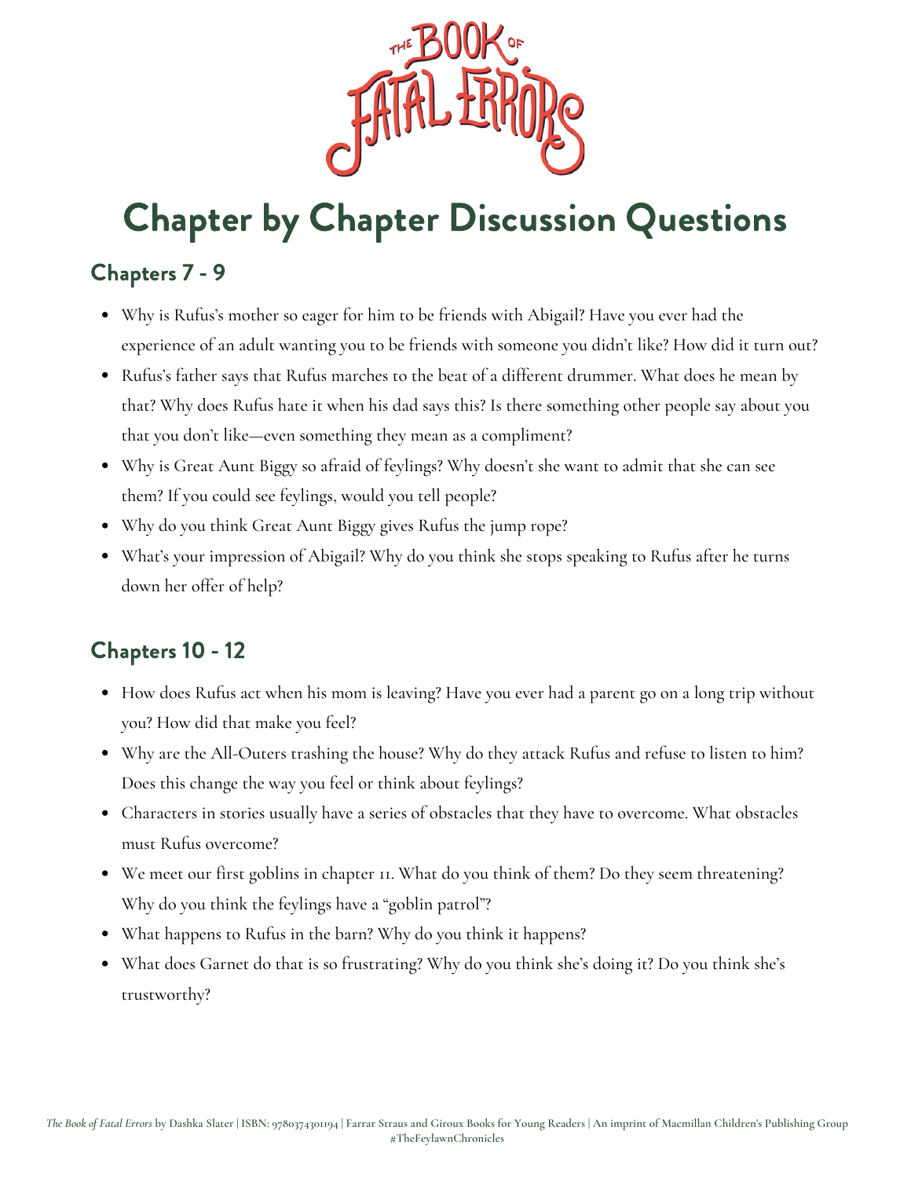# Chapter by Chapter Discussion Questions

## Chapters 7 - 9

- Why is Rufus's mother so eager for him to be friends with Abigail? Have you ever had the experience of an adult wanting you to be friends with someone you didn't like? How did it turn out?
- Rufus's father says that Rufus marches to the beat of a different drummer. What does he mean by that? Why does Rufus hate it when his dad says this? Is there something other people say about you that you don't like—even something they mean as a compliment?
- Why is Great Aunt Biggy so afraid of feylings? Why doesn't she want to admit that she can see them? If you could see feylings, would you tell people?
- Why do you think Great Aunt Biggy gives Rufus the jump rope?
- What's your impression of Abigail? Why do you think she stops speaking to Rufus after he turns down her offer of help?

## Chapters 10 - 12

- How does Rufus act when his mom is leaving? Have you ever had a parent go on a long trip without you? How did that make you feel?
- Why are the All-Outers trashing the house? Why do they attack Rufus and refuse to listen to him? Does this change the way you feel or think about feylings?
- Characters in stories usually have a series of obstacles that they have to overcome. What obstacles must Rufus overcome?
- We meet our first goblins in chapter 11. What do you think of them? Do they seem threatening? Why do you think the feylings have a "goblin patrol"?
- What happens to Rufus in the barn? Why do you think it happens?
- What does Garnet do that is so frustrating? Why do you think she's doing it? Do you think she's trustworthy?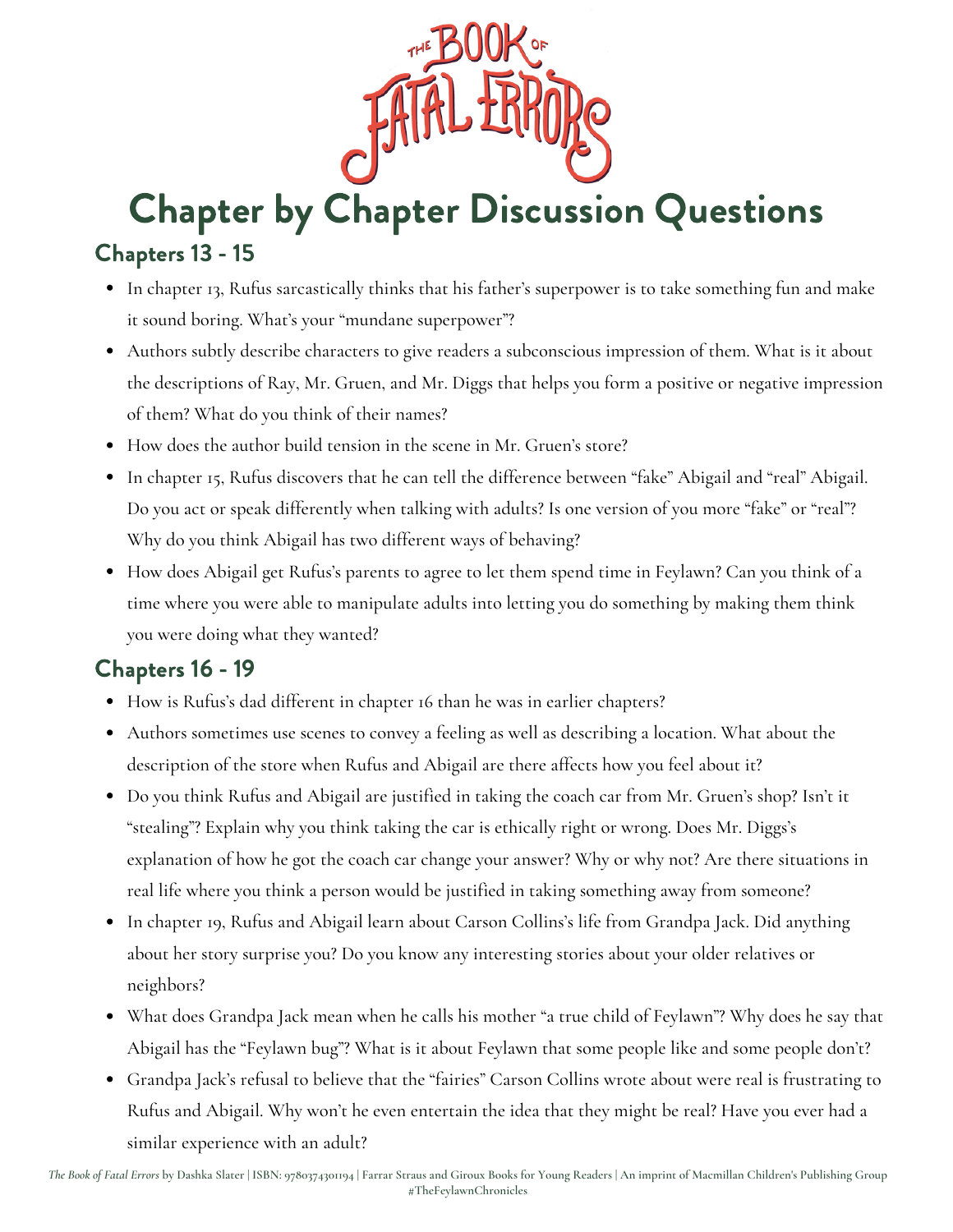# Chapter by Chapter Discussion Questions

## Chapters 13 - 15

- In chapter 13, Rufus sarcastically thinks that his father's superpower is to take something fun and make it sound boring. What's your "mundane superpower"?
- Authors subtly describe characters to give readers a subconscious impression of them. What is it about the descriptions of Ray, Mr. Gruen, and Mr. Diggs that helps you form a positive or negative impression of them? What do you think of their names?
- How does the author build tension in the scene in Mr. Gruen's store?
- In chapter 15, Rufus discovers that he can tell the difference between "fake" Abigail and "real" Abigail. Do you act or speak differently when talking with adults? Is one version of you more "fake" or "real"? Why do you think Abigail has two different ways of behaving?
- How does Abigail get Rufus's parents to agree to let them spend time in Feylawn? Can you think of a time where you were able to manipulate adults into letting you do something by making them think you were doing what they wanted?

## Chapters 16 - 19

- How is Rufus's dad different in chapter 16 than he was in earlier chapters?
- Authors sometimes use scenes to convey a feeling as well as describing a location. What about the description of the store when Rufus and Abigail are there affects how you feel about it?
- Do you think Rufus and Abigail are justified in taking the coach car from Mr. Gruen's shop? Isn't it "stealing"? Explain why you think taking the car is ethically right or wrong. Does Mr. Diggs's explanation of how he got the coach car change your answer? Why or why not? Are there situations in real life where you think a person would be justified in taking something away from someone?
- In chapter 19, Rufus and Abigail learn about Carson Collins's life from Grandpa Jack. Did anything about her story surprise you? Do you know any interesting stories about your older relatives or neighbors?
- What does Grandpa Jack mean when he calls his mother "a true child of Feylawn"? Why does he say that Abigail has the "Feylawn bug"? What is it about Feylawn that some people like and some people don't?
- Grandpa Jack's refusal to believe that the "fairies" Carson Collins wrote about were real is frustrating to Rufus and Abigail. Why won't he even entertain the idea that they might be real? Have you ever had a similar experience with an adult?

*The Book of Fatal Errors* by Dashka Slater | ISBN: 9780374301194 | Farrar Straus and Giroux Books for Young Readers | An imprint of Macmillan Children's Publishing Group
#TheFeylawnChronicles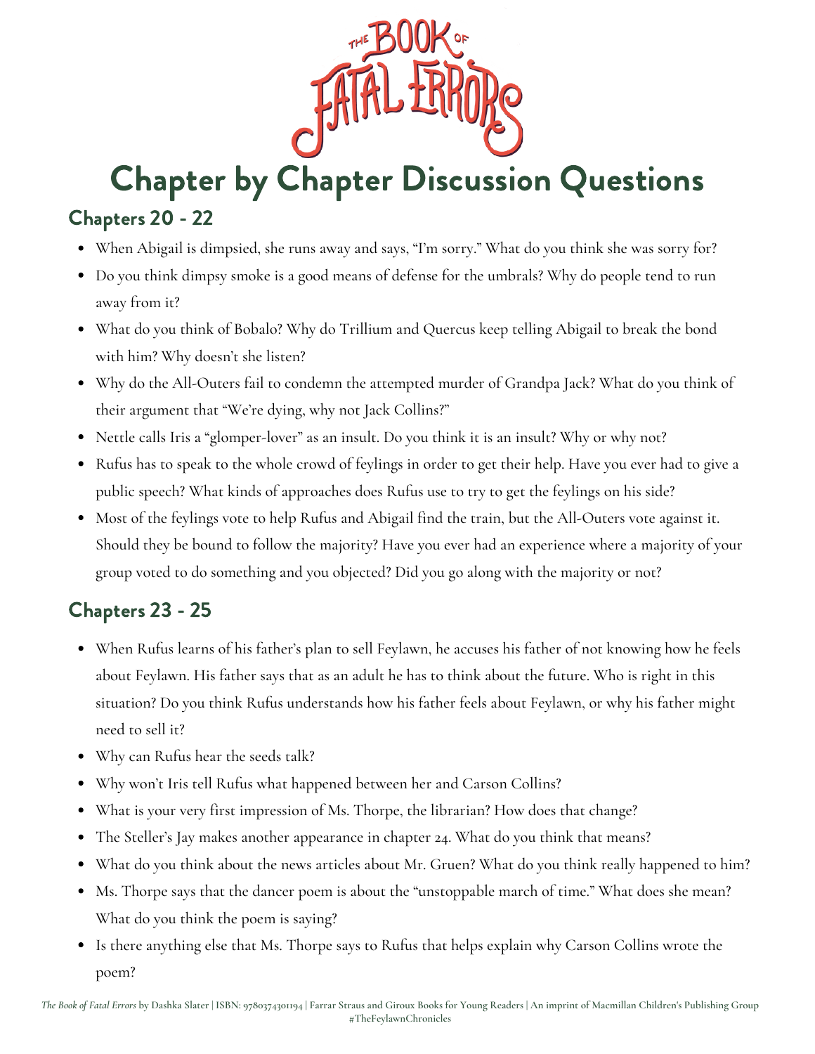# Chapter by Chapter Discussion Questions

## Chapters 20 - 22

- When Abigail is dimpsied, she runs away and says, "I'm sorry." What do you think she was sorry for?
- Do you think dimpsy smoke is a good means of defense for the umbrals? Why do people tend to run away from it?
- What do you think of Bobalo? Why do Trillium and Quercus keep telling Abigail to break the bond with him? Why doesn't she listen?
- Why do the All-Outers fail to condemn the attempted murder of Grandpa Jack? What do you think of their argument that "We're dying, why not Jack Collins?"
- Nettle calls Iris a "glomper-lover" as an insult. Do you think it is an insult? Why or why not?
- Rufus has to speak to the whole crowd of feylings in order to get their help. Have you ever had to give a public speech? What kinds of approaches does Rufus use to try to get the feylings on his side?
- Most of the feylings vote to help Rufus and Abigail find the train, but the All-Outers vote against it. Should they be bound to follow the majority? Have you ever had an experience where a majority of your group voted to do something and you objected? Did you go along with the majority or not?

## Chapters 23 - 25

- When Rufus learns of his father's plan to sell Feylawn, he accuses his father of not knowing how he feels about Feylawn. His father says that as an adult he has to think about the future. Who is right in this situation? Do you think Rufus understands how his father feels about Feylawn, or why his father might need to sell it?
- Why can Rufus hear the seeds talk?
- Why won't Iris tell Rufus what happened between her and Carson Collins?
- What is your very first impression of Ms. Thorpe, the librarian? How does that change?
- The Steller's Jay makes another appearance in chapter 24. What do you think that means?
- What do you think about the news articles about Mr. Gruen? What do you think really happened to him?
- Ms. Thorpe says that the dancer poem is about the "unstoppable march of time." What does she mean? What do you think the poem is saying?
- Is there anything else that Ms. Thorpe says to Rufus that helps explain why Carson Collins wrote the poem?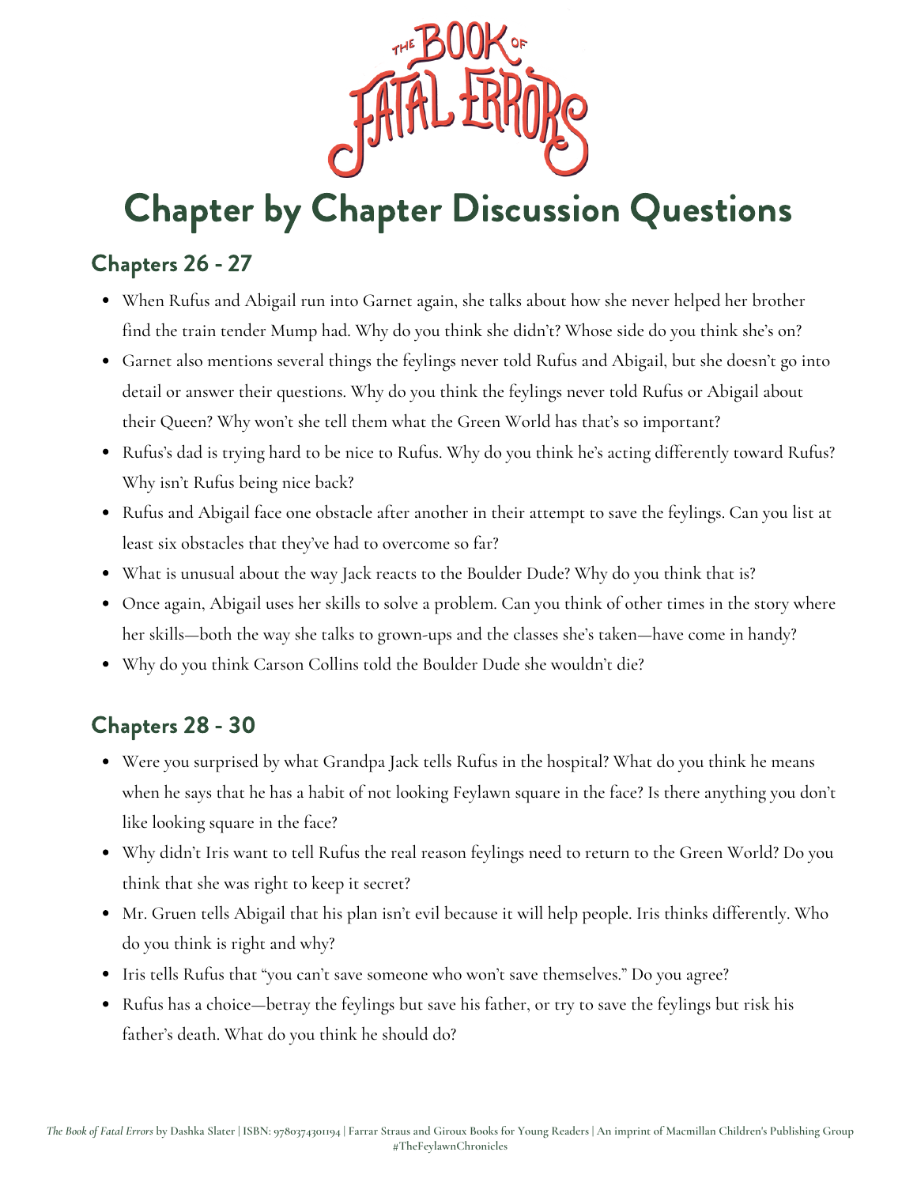# Chapter by Chapter Discussion Questions

## Chapters 26 - 27

- When Rufus and Abigail run into Garnet again, she talks about how she never helped her brother find the train tender Mump had. Why do you think she didn't? Whose side do you think she's on?
- Garnet also mentions several things the feylings never told Rufus and Abigail, but she doesn't go into detail or answer their questions. Why do you think the feylings never told Rufus or Abigail about their Queen? Why won't she tell them what the Green World has that's so important?
- Rufus's dad is trying hard to be nice to Rufus. Why do you think he's acting differently toward Rufus? Why isn't Rufus being nice back?
- Rufus and Abigail face one obstacle after another in their attempt to save the feylings. Can you list at least six obstacles that they've had to overcome so far?
- What is unusual about the way Jack reacts to the Boulder Dude? Why do you think that is?
- Once again, Abigail uses her skills to solve a problem. Can you think of other times in the story where her skills—both the way she talks to grown-ups and the classes she's taken—have come in handy?
- Why do you think Carson Collins told the Boulder Dude she wouldn't die?

## Chapters 28 - 30

- Were you surprised by what Grandpa Jack tells Rufus in the hospital? What do you think he means when he says that he has a habit of not looking Feylawn square in the face? Is there anything you don't like looking square in the face?
- Why didn't Iris want to tell Rufus the real reason feylings need to return to the Green World? Do you think that she was right to keep it secret?
- Mr. Gruen tells Abigail that his plan isn't evil because it will help people. Iris thinks differently. Who do you think is right and why?
- Iris tells Rufus that "you can't save someone who won't save themselves." Do you agree?
- Rufus has a choice—betray the feylings but save his father, or try to save the feylings but risk his father's death. What do you think he should do?

*The Book of Fatal Errors* by Dashka Slater | ISBN: 9780374301194 | Farrar Straus and Giroux Books for Young Readers | An imprint of Macmillan Children's Publishing Group #TheFeylawnChronicles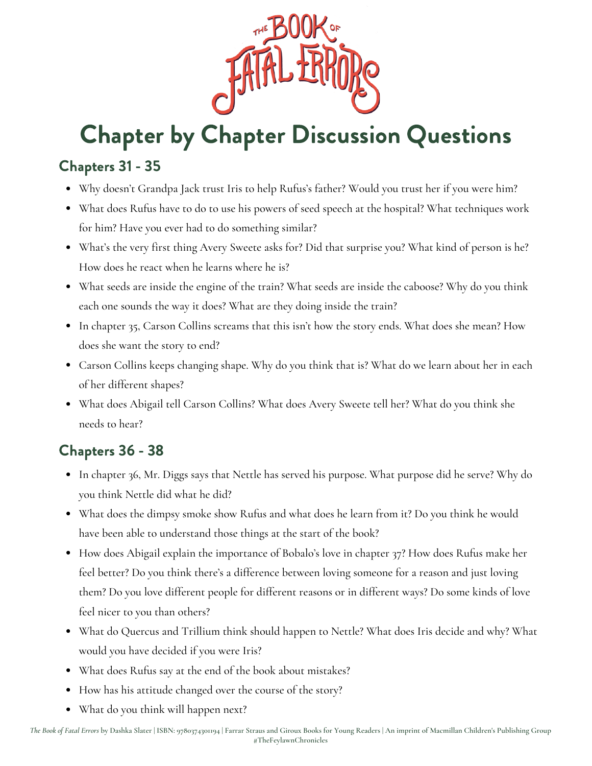# The Book of Fatal Errors

# Chapter by Chapter Discussion Questions

## Chapters 31 - 35

- Why doesn't Grandpa Jack trust Iris to help Rufus's father? Would you trust her if you were him?
- What does Rufus have to do to use his powers of seed speech at the hospital? What techniques work for him? Have you ever had to do something similar?
- What's the very first thing Avery Sweete asks for? Did that surprise you? What kind of person is he? How does he react when he learns where he is?
- What seeds are inside the engine of the train? What seeds are inside the caboose? Why do you think each one sounds the way it does? What are they doing inside the train?
- In chapter 35, Carson Collins screams that this isn't how the story ends. What does she mean? How does she want the story to end?
- Carson Collins keeps changing shape. Why do you think that is? What do we learn about her in each of her different shapes?
- What does Abigail tell Carson Collins? What does Avery Sweete tell her? What do you think she needs to hear?

## Chapters 36 - 38

- In chapter 36, Mr. Diggs says that Nettle has served his purpose. What purpose did he serve? Why do you think Nettle did what he did?
- What does the dimpsy smoke show Rufus and what does he learn from it? Do you think he would have been able to understand those things at the start of the book?
- How does Abigail explain the importance of Bobalo's love in chapter 37? How does Rufus make her feel better? Do you think there's a difference between loving someone for a reason and just loving them? Do you love different people for different reasons or in different ways? Do some kinds of love feel nicer to you than others?
- What do Quercus and Trillium think should happen to Nettle? What does Iris decide and why? What would you have decided if you were Iris?
- What does Rufus say at the end of the book about mistakes?
- How has his attitude changed over the course of the story?
- What do you think will happen next?

*The Book of Fatal Errors* by Dashka Slater | ISBN: 9780374301194 | Farrar Straus and Giroux Books for Young Readers | An imprint of Macmillan Children's Publishing Group
#TheFeylawnChronicles